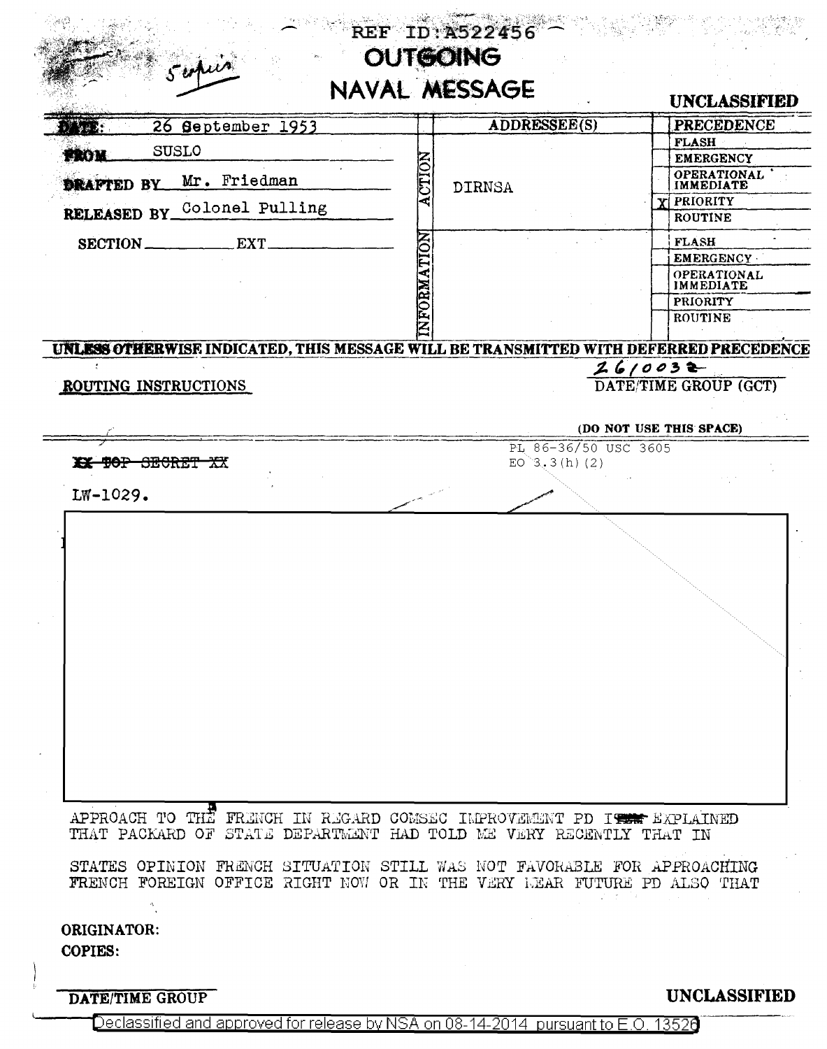REF ID:A522456

5 copies

# OUTGOING NAVAL MESSAGE

UNCLASSIFIED

| | | ADDRESSEE(S) | | PRECEDENCE |
|---|---|---|---|---|
| DATE: 26 September 1953 | ACTION | DIRNSA | | FLASH |
| FROM SUSLO | | | | EMERGENCY |
| DRAFTED BY Mr. Friedman | | | | OPERATIONAL IMMEDIATE |
| RELEASED BY Colonel Pulling | | | X | PRIORITY |
| | | | | ROUTINE |
| SECTION ______ EXT ______ | INFORMATION | | | FLASH |
| | | | | EMERGENCY |
| | | | | OPERATIONAL IMMEDIATE |
| | | | | PRIORITY |
| | | | | ROUTINE |

UNLESS OTHERWISE INDICATED, THIS MESSAGE WILL BE TRANSMITTED WITH DEFERRED PRECEDENCE

ROUTING INSTRUCTIONS

261003Z
DATE/TIME GROUP (GCT)

(DO NOT USE THIS SPACE)

~~XX TOP SECRET XX~~

PL 86-36/50 USC 3605
EO 3.3(h)(2)

LW-1029.

APPROACH TO THE FRENCH IN REGARD COMSEC IMPROVEMENT PD I ~~###~~ EXPLAINED THAT PACKARD OF STATE DEPARTMENT HAD TOLD ME VERY RECENTLY THAT IN

STATES OPINION FRENCH SITUATION STILL WAS NOT FAVORABLE FOR APPROACHING FRENCH FOREIGN OFFICE RIGHT NOW OR IN THE VERY NEAR FUTURE PD ALSO THAT

ORIGINATOR:
COPIES:

DATE/TIME GROUP

UNCLASSIFIED

Declassified and approved for release by NSA on 08-14-2014 pursuant to E.O. 13526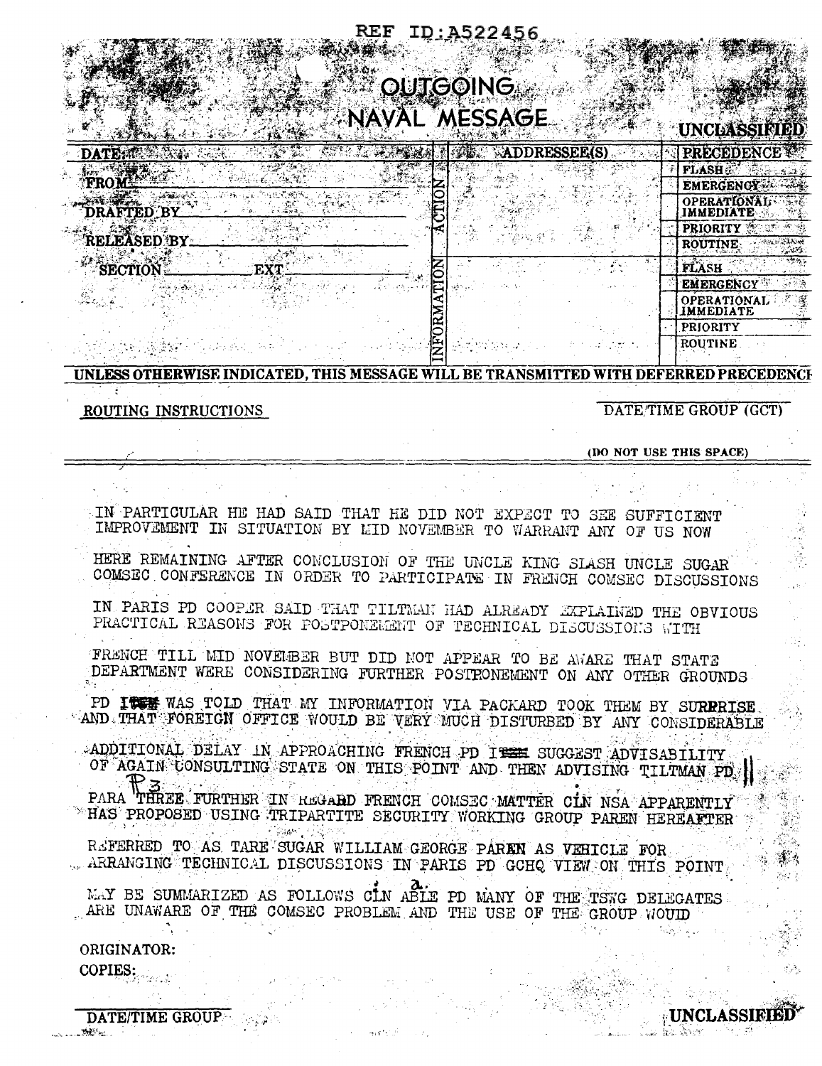REF ID:A522456

# OUTGOING NAVAL MESSAGE

UNCLASSIFIED

| DATE | | ADDRESSEE(S) | PRECEDENCE |
|---|---|---|---|
| FROM | ACTION | | FLASH |
| DRAFTED BY | | | EMERGENCY |
| RELEASED BY | | | OPERATIONAL IMMEDIATE |
| SECTION ______ EXT ______ | | | PRIORITY |
| | | | ROUTINE |
| | INFORMATION | | FLASH |
| | | | EMERGENCY |
| | | | OPERATIONAL IMMEDIATE |
| | | | PRIORITY |
| | | | ROUTINE |

UNLESS OTHERWISE INDICATED, THIS MESSAGE WILL BE TRANSMITTED WITH DEFERRED PRECEDENCE

ROUTING INSTRUCTIONS

DATE/TIME GROUP (GCT)

(DO NOT USE THIS SPACE)

IN PARTICULAR HE HAD SAID THAT HE DID NOT EXPECT TO SEE SUFFICIENT IMPROVEMENT IN SITUATION BY MID NOVEMBER TO WARRANT ANY OF US NOW

HERE REMAINING AFTER CONCLUSION OF THE UNCLE KING SLASH UNCLE SUGAR COMSEC CONFERENCE IN ORDER TO PARTICIPATE IN FRENCH COMSEC DISCUSSIONS

IN PARIS PD COOPER SAID THAT TILTMAN HAD ALREADY EXPLAINED THE OBVIOUS PRACTICAL REASONS FOR POSTPONEMENT OF TECHNICAL DISCUSSIONS WITH

FRENCH TILL MID NOVEMBER BUT DID NOT APPEAR TO BE AWARE THAT STATE DEPARTMENT WERE CONSIDERING FURTHER POSTPONEMENT ON ANY OTHER GROUNDS

PD I ~~TEM~~ WAS TOLD THAT MY INFORMATION VIA PACKARD TOOK THEM BY SURPRISE AND THAT FOREIGN OFFICE WOULD BE VERY MUCH DISTURBED BY ANY CONSIDERABLE

ADDITIONAL DELAY IN APPROACHING FRENCH PD I ~~TEM~~ SUGGEST ADVISABILITY OF AGAIN CONSULTING STATE ON THIS POINT AND THEN ADVISING TILTMAN PD ||

P3

PARA THREE FURTHER IN REGARD FRENCH COMSEC MATTER CLN NSA APPARENTLY HAS PROPOSED USING TRIPARTITE SECURITY WORKING GROUP PAREN HEREAFTER

REFERRED TO AS TARE SUGAR WILLIAM GEORGE PAREN AS VEHICLE FOR ARRANGING TECHNICAL DISCUSSIONS IN PARIS PD GCHQ VIEW ON THIS POINT

MAY BE SUMMARIZED AS FOLLOWS CLN ABLE (a.) PD MANY OF THE TSWG DELEGATES ARE UNAWARE OF THE COMSEC PROBLEM AND THE USE OF THE GROUP WOUID

ORIGINATOR:

COPIES:

DATE/TIME GROUP

UNCLASSIFIED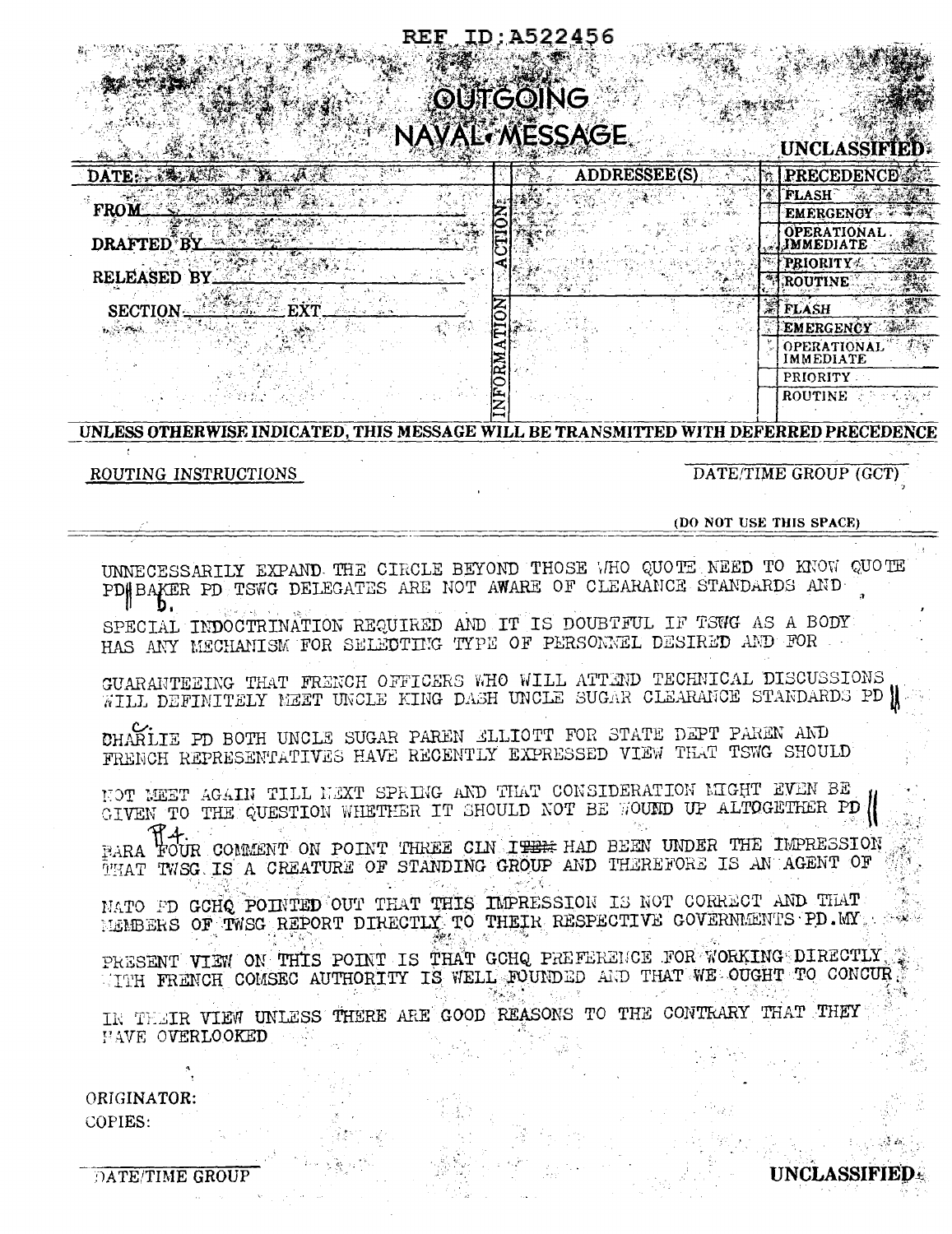REF ID:A522456

# OUTGOING NAVAL MESSAGE

UNCLASSIFIED

| DATE | | ADDRESSEE(S) | PRECEDENCE |
|---|---|---|---|
| FROM | ACTION | | FLASH |
| | | | EMERGENCY |
| DRAFTED BY | | | OPERATIONAL IMMEDIATE |
| | | | PRIORITY |
| RELEASED BY | | | ROUTINE |
| SECTION EXT | INFORMATION | | FLASH |
| | | | EMERGENCY |
| | | | OPERATIONAL IMMEDIATE |
| | | | PRIORITY |
| | | | ROUTINE |

UNLESS OTHERWISE INDICATED, THIS MESSAGE WILL BE TRANSMITTED WITH DEFERRED PRECEDENCE

ROUTING INSTRUCTIONS

DATE/TIME GROUP (GCT)

(DO NOT USE THIS SPACE)

UNNECESSARILY EXPAND THE CIRCLE BEYOND THOSE WHO QUOTE NEED TO KNOW QUOTE PD|| BAKER PD TSWG DELEGATES ARE NOT AWARE OF CLEARANCE STANDARDS AND

b.

SPECIAL INDOCTRINATION REQUIRED AND IT IS DOUBTFUL IF TSWG AS A BODY HAS ANY MECHANISM FOR SELECTING TYPE OF PERSONNEL DESIRED AND FOR

GUARANTEEING THAT FRENCH OFFICERS WHO WILL ATTEND TECHNICAL DISCUSSIONS WILL DEFINITELY MEET UNCLE KING DASH UNCLE SUGAR CLEARANCE STANDARDS PD ||

c.

CHARLIE PD BOTH UNCLE SUGAR PAREN ELLIOTT FOR STATE DEPT PAREN AND FRENCH REPRESENTATIVES HAVE RECENTLY EXPRESSED VIEW THAT TSWG SHOULD

NOT MEET AGAIN TILL NEXT SPRING AND THAT CONSIDERATION MIGHT EVEN BE GIVEN TO THE QUESTION WHETHER IT SHOULD NOT BE WOUND UP ALTOGETHER PD ||

¶4.

PARA FOUR COMMENT ON POINT THREE CIN ~~ITEM~~ HAD BEEN UNDER THE IMPRESSION THAT TWSG IS A CREATURE OF STANDING GROUP AND THEREFORE IS AN AGENT OF

NATO PD GCHQ POINTED OUT THAT THIS IMPRESSION IS NOT CORRECT AND THAT MEMBERS OF TWSG REPORT DIRECTLY TO THEIR RESPECTIVE GOVERNMENTS PD.MY

PRESENT VIEW ON THIS POINT IS THAT GCHQ PREFERENCE FOR WORKING DIRECTLY WITH FRENCH COMSEC AUTHORITY IS WELL FOUNDED AND THAT WE OUGHT TO CONCUR

IN THEIR VIEW UNLESS THERE ARE GOOD REASONS TO THE CONTRARY THAT THEY HAVE OVERLOOKED

ORIGINATOR:

COPIES:

DATE/TIME GROUP

UNCLASSIFIED